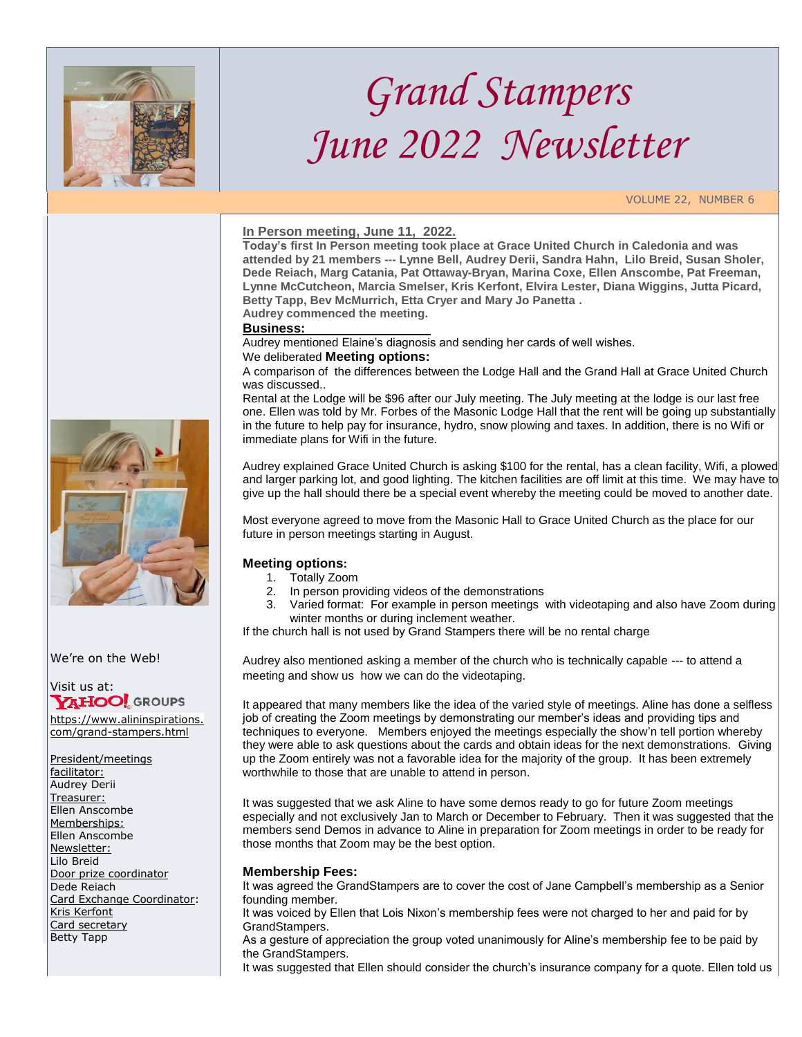# Grand Stampers June 2022 Newsletter

VOLUME 22, NUMBER 6

## In Person meeting, June 11, 2022.

**Today's first In Person meeting took place at Grace United Church in Caledonia and was attended by 21 members --- Lynne Bell, Audrey Derii, Sandra Hahn, Lilo Breid, Susan Sholer, Dede Reiach, Marg Catania, Pat Ottaway-Bryan, Marina Coxe, Ellen Anscombe, Pat Freeman, Lynne McCutcheon, Marcia Smelser, Kris Kerfont, Elvira Lester, Diana Wiggins, Jutta Picard, Betty Tapp, Bev McMurrich, Etta Cryer and Mary Jo Panetta .**

**Audrey commenced the meeting.**

### Business:

Audrey mentioned Elaine's diagnosis and sending her cards of well wishes.

We deliberated **Meeting options:**

A comparison of the differences between the Lodge Hall and the Grand Hall at Grace United Church was discussed..

Rental at the Lodge will be $96 after our July meeting. The July meeting at the lodge is our last free one. Ellen was told by Mr. Forbes of the Masonic Lodge Hall that the rent will be going up substantially in the future to help pay for insurance, hydro, snow plowing and taxes. In addition, there is no Wifi or immediate plans for Wifi in the future.

Audrey explained Grace United Church is asking $100 for the rental, has a clean facility, Wifi, a plowed and larger parking lot, and good lighting. The kitchen facilities are off limit at this time. We may have to give up the hall should there be a special event whereby the meeting could be moved to another date.

Most everyone agreed to move from the Masonic Hall to Grace United Church as the place for our future in person meetings starting in August.

### Meeting options:

1. Totally Zoom
2. In person providing videos of the demonstrations
3. Varied format: For example in person meetings with videotaping and also have Zoom during winter months or during inclement weather.

If the church hall is not used by Grand Stampers there will be no rental charge

Audrey also mentioned asking a member of the church who is technically capable --- to attend a meeting and show us how we can do the videotaping.

It appeared that many members like the idea of the varied style of meetings. Aline has done a selfless job of creating the Zoom meetings by demonstrating our member's ideas and providing tips and techniques to everyone. Members enjoyed the meetings especially the show'n tell portion whereby they were able to ask questions about the cards and obtain ideas for the next demonstrations. Giving up the Zoom entirely was not a favorable idea for the majority of the group. It has been extremely worthwhile to those that are unable to attend in person.

It was suggested that we ask Aline to have some demos ready to go for future Zoom meetings especially and not exclusively Jan to March or December to February. Then it was suggested that the members send Demos in advance to Aline in preparation for Zoom meetings in order to be ready for those months that Zoom may be the best option.

### Membership Fees:

It was agreed the GrandStampers are to cover the cost of Jane Campbell's membership as a Senior founding member.

It was voiced by Ellen that Lois Nixon's membership fees were not charged to her and paid for by GrandStampers.

As a gesture of appreciation the group voted unanimously for Aline's membership fee to be paid by the GrandStampers.

It was suggested that Ellen should consider the church's insurance company for a quote. Ellen told us

---

We're on the Web!

Visit us at:

YAHOO! GROUPS

https://www.alininspirations.com/grand-stampers.html

President/meetings facilitator:
Audrey Derii

Treasurer:
Ellen Anscombe

Memberships:
Ellen Anscombe

Newsletter:
Lilo Breid

Door prize coordinator
Dede Reiach

Card Exchange Coordinator:
Kris Kerfont

Card secretary
Betty Tapp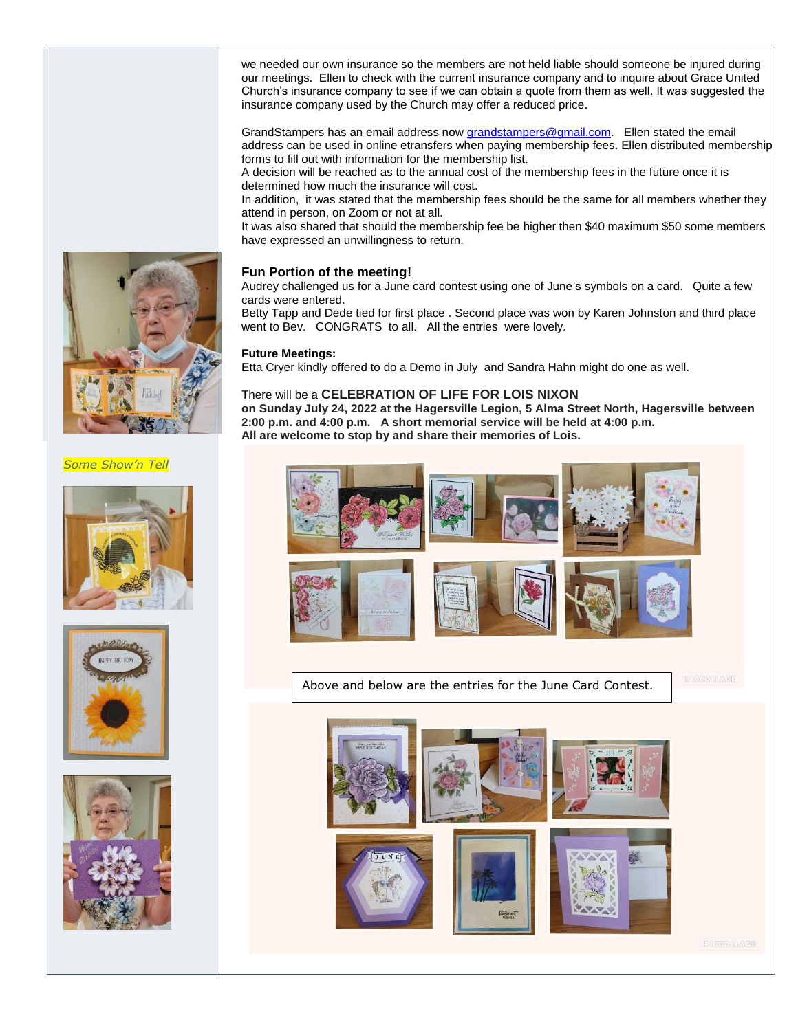we needed our own insurance so the members are not held liable should someone be injured during our meetings. Ellen to check with the current insurance company and to inquire about Grace United Church's insurance company to see if we can obtain a quote from them as well. It was suggested the insurance company used by the Church may offer a reduced price.

GrandStampers has an email address now grandstampers@gmail.com. Ellen stated the email address can be used in online etransfers when paying membership fees. Ellen distributed membership forms to fill out with information for the membership list.
A decision will be reached as to the annual cost of the membership fees in the future once it is determined how much the insurance will cost.
In addition, it was stated that the membership fees should be the same for all members whether they attend in person, on Zoom or not at all.
It was also shared that should the membership fee be higher then $40 maximum $50 some members have expressed an unwillingness to return.

### Fun Portion of the meeting!

Audrey challenged us for a June card contest using one of June's symbols on a card. Quite a few cards were entered.
Betty Tapp and Dede tied for first place . Second place was won by Karen Johnston and third place went to Bev. CONGRATS to all. All the entries were lovely.

**Future Meetings:**
Etta Cryer kindly offered to do a Demo in July and Sandra Hahn might do one as well.

There will be a **CELEBRATION OF LIFE FOR LOIS NIXON**
**on Sunday July 24, 2022 at the Hagersville Legion, 5 Alma Street North, Hagersville between 2:00 p.m. and 4:00 p.m. A short memorial service will be held at 4:00 p.m.**
**All are welcome to stop by and share their memories of Lois.**

*Some Show'n Tell*

Above and below are the entries for the June Card Contest.